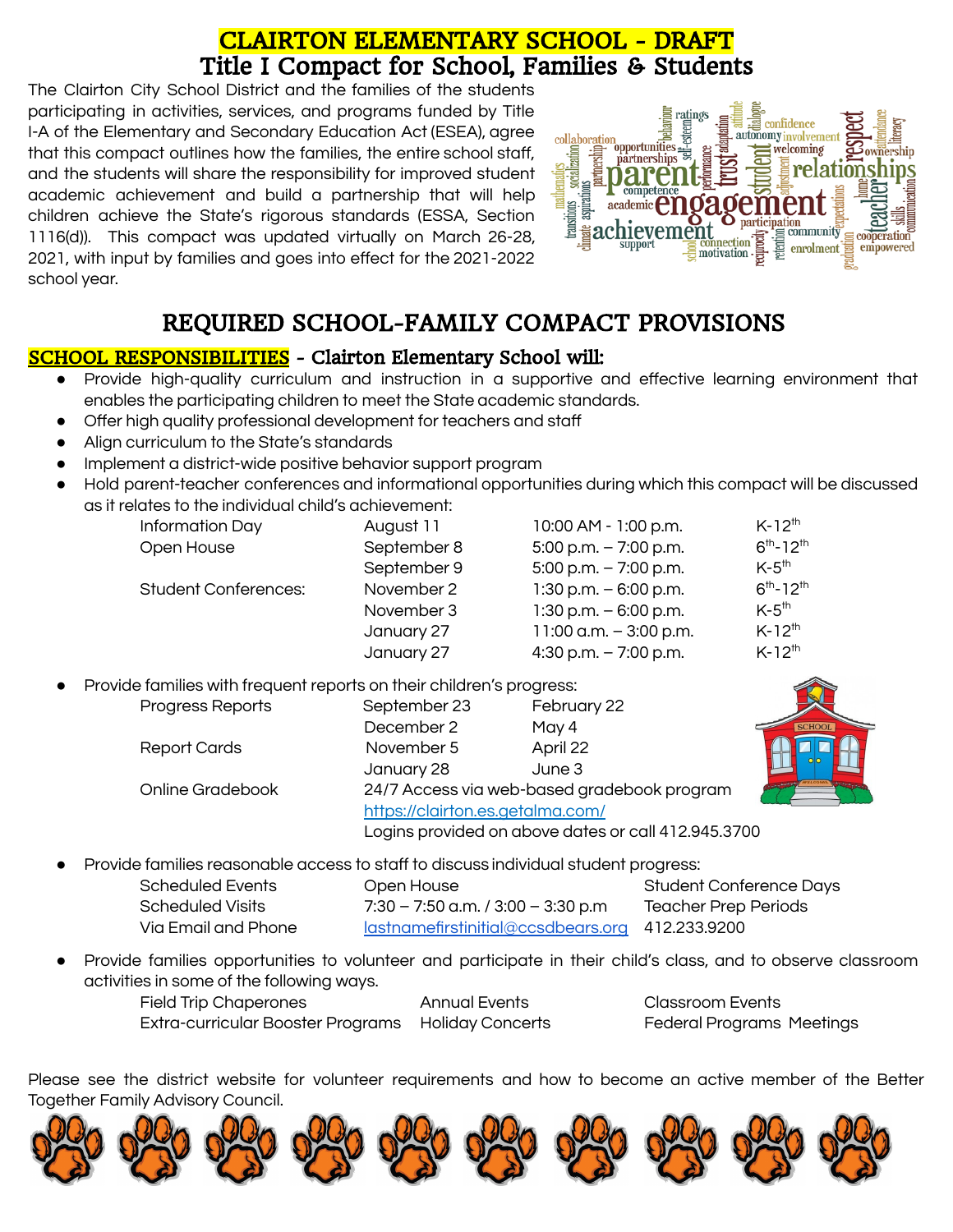# CLAIRTON ELEMENTARY SCHOOL - DRAFT

# Title I Compact for School, Families & Students

The Clairton City School District and the families of the students participating in activities, services, and programs funded by Title I-A of the Elementary and Secondary Education Act (ESEA), agree that this compact outlines how the families, the entire school staff, and the students will share the responsibility for improved student academic achievement and build a partnership that will help children achieve the State's rigorous standards (ESSA, Section 1116(d)). This compact was updated virtually on March 26-28, 2021, with input by families and goes into effect for the 2021-2022 school year.

## REQUIRED SCHOOL-FAMILY COMPACT PROVISIONS

### SCHOOL RESPONSIBILITIES - Clairton Elementary School will:

- Provide high-quality curriculum and instruction in a supportive and effective learning environment that enables the participating children to meet the State academic standards.
- Offer high quality professional development for teachers and staff
- Align curriculum to the State's standards
- Implement a district-wide positive behavior support program
- Hold parent-teacher conferences and informational opportunities during which this compact will be discussed as it relates to the individual child's achievement:

| | | | |
|---|---|---|---|
| Information Day | August 11 | 10:00 AM - 1:00 p.m. | K-12th |
| Open House | September 8 | 5:00 p.m. – 7:00 p.m. | 6th-12th |
| | September 9 | 5:00 p.m. – 7:00 p.m. | K-5th |
| Student Conferences: | November 2 | 1:30 p.m. – 6:00 p.m. | 6th-12th |
| | November 3 | 1:30 p.m. – 6:00 p.m. | K-5th |
| | January 27 | 11:00 a.m. – 3:00 p.m. | K-12th |
| | January 27 | 4:30 p.m. – 7:00 p.m. | K-12th |

- Provide families with frequent reports on their children's progress:

| | | |
|---|---|---|
| Progress Reports | September 23 | February 22 |
| | December 2 | May 4 |
| Report Cards | November 5 | April 22 |
| | January 28 | June 3 |
| Online Gradebook | 24/7 Access via web-based gradebook program | |
| | https://clairton.es.getalma.com/ | |
| | Logins provided on above dates or call 412.945.3700 | |

- Provide families reasonable access to staff to discuss individual student progress:

| | | |
|---|---|---|
| Scheduled Events | Open House | Student Conference Days |
| Scheduled Visits | 7:30 – 7:50 a.m. / 3:00 – 3:30 p.m | Teacher Prep Periods |
| Via Email and Phone | lastnamefirstinitial@ccsdbears.org | 412.233.9200 |

- Provide families opportunities to volunteer and participate in their child's class, and to observe classroom activities in some of the following ways.

| | | |
|---|---|---|
| Field Trip Chaperones | Annual Events | Classroom Events |
| Extra-curricular Booster Programs | Holiday Concerts | Federal Programs Meetings |

Please see the district website for volunteer requirements and how to become an active member of the Better Together Family Advisory Council.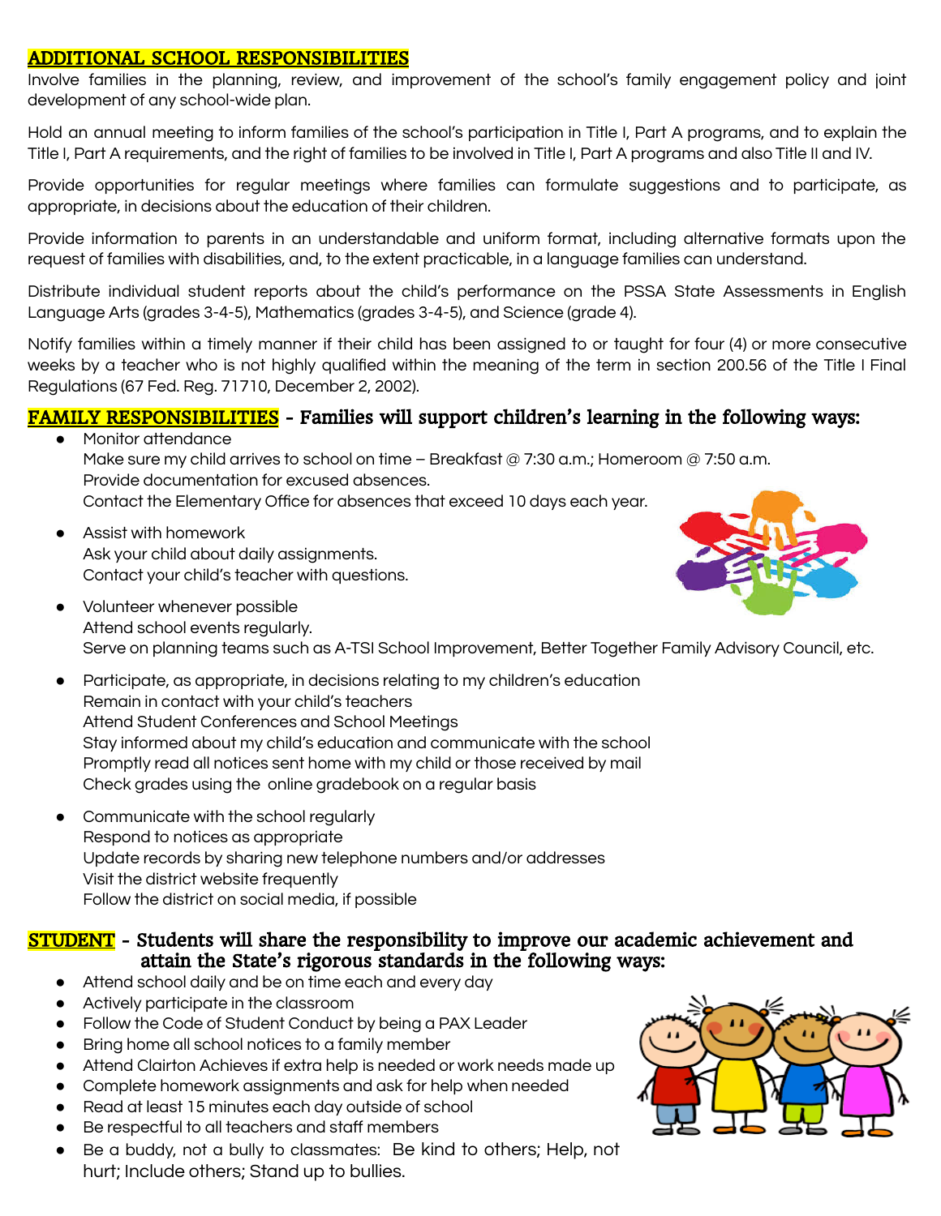## ADDITIONAL SCHOOL RESPONSIBILITIES

Involve families in the planning, review, and improvement of the school's family engagement policy and joint development of any school-wide plan.

Hold an annual meeting to inform families of the school's participation in Title I, Part A programs, and to explain the Title I, Part A requirements, and the right of families to be involved in Title I, Part A programs and also Title II and IV.

Provide opportunities for regular meetings where families can formulate suggestions and to participate, as appropriate, in decisions about the education of their children.

Provide information to parents in an understandable and uniform format, including alternative formats upon the request of families with disabilities, and, to the extent practicable, in a language families can understand.

Distribute individual student reports about the child's performance on the PSSA State Assessments in English Language Arts (grades 3-4-5), Mathematics (grades 3-4-5), and Science (grade 4).

Notify families within a timely manner if their child has been assigned to or taught for four (4) or more consecutive weeks by a teacher who is not highly qualified within the meaning of the term in section 200.56 of the Title I Final Regulations (67 Fed. Reg. 71710, December 2, 2002).

## FAMILY RESPONSIBILITIES - Families will support children's learning in the following ways:

- Monitor attendance
  Make sure my child arrives to school on time – Breakfast @ 7:30 a.m.; Homeroom @ 7:50 a.m.
  Provide documentation for excused absences.
  Contact the Elementary Office for absences that exceed 10 days each year.
- Assist with homework
  Ask your child about daily assignments.
  Contact your child's teacher with questions.
- Volunteer whenever possible
  Attend school events regularly.
  Serve on planning teams such as A-TSI School Improvement, Better Together Family Advisory Council, etc.
- Participate, as appropriate, in decisions relating to my children's education
  Remain in contact with your child's teachers
  Attend Student Conferences and School Meetings
  Stay informed about my child's education and communicate with the school
  Promptly read all notices sent home with my child or those received by mail
  Check grades using the online gradebook on a regular basis
- Communicate with the school regularly
  Respond to notices as appropriate
  Update records by sharing new telephone numbers and/or addresses
  Visit the district website frequently
  Follow the district on social media, if possible

## STUDENT - Students will share the responsibility to improve our academic achievement and attain the State's rigorous standards in the following ways:

- Attend school daily and be on time each and every day
- Actively participate in the classroom
- Follow the Code of Student Conduct by being a PAX Leader
- Bring home all school notices to a family member
- Attend Clairton Achieves if extra help is needed or work needs made up
- Complete homework assignments and ask for help when needed
- Read at least 15 minutes each day outside of school
- Be respectful to all teachers and staff members
- Be a buddy, not a bully to classmates: Be kind to others; Help, not hurt; Include others; Stand up to bullies.